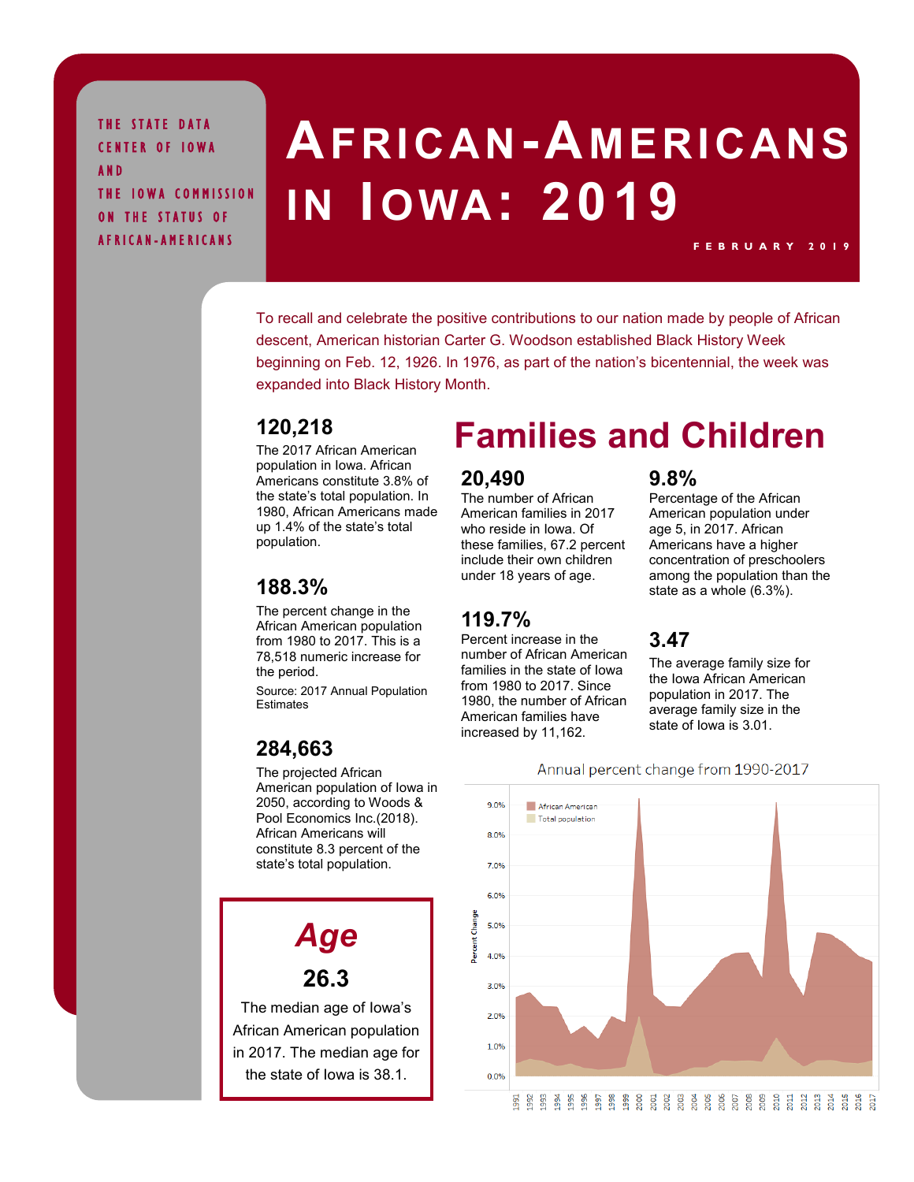THE STATE DATA CENTER OF IOWA AND THE IOWA COMMISSION ON THE STATUS OF AFRICAN-AMERICANS

# African-Americans in Iowa: 2019

FEBRUARY 2019

To recall and celebrate the positive contributions to our nation made by people of African descent, American historian Carter G. Woodson established Black History Week beginning on Feb. 12, 1926. In 1976, as part of the nation's bicentennial, the week was expanded into Black History Month.

### 120,218

The 2017 African American population in Iowa. African Americans constitute 3.8% of the state's total population. In 1980, African Americans made up 1.4% of the state's total population.

### 188.3%

The percent change in the African American population from 1980 to 2017. This is a 78,518 numeric increase for the period.

Source: 2017 Annual Population Estimates

### 284,663

The projected African American population of Iowa in 2050, according to Woods & Pool Economics Inc.(2018). African Americans will constitute 8.3 percent of the state's total population.

## Age

### 26.3

The median age of Iowa's African American population in 2017. The median age for the state of Iowa is 38.1.

## Families and Children

### 20,490

The number of African American families in 2017 who reside in Iowa. Of these families, 67.2 percent include their own children under 18 years of age.

### 119.7%

Percent increase in the number of African American families in the state of Iowa from 1980 to 2017. Since 1980, the number of African American families have increased by 11,162.

### 9.8%

Percentage of the African American population under age 5, in 2017. African Americans have a higher concentration of preschoolers among the population than the state as a whole (6.3%).

### 3.47

The average family size for the Iowa African American population in 2017. The average family size in the state of Iowa is 3.01.

Annual percent change from 1990-2017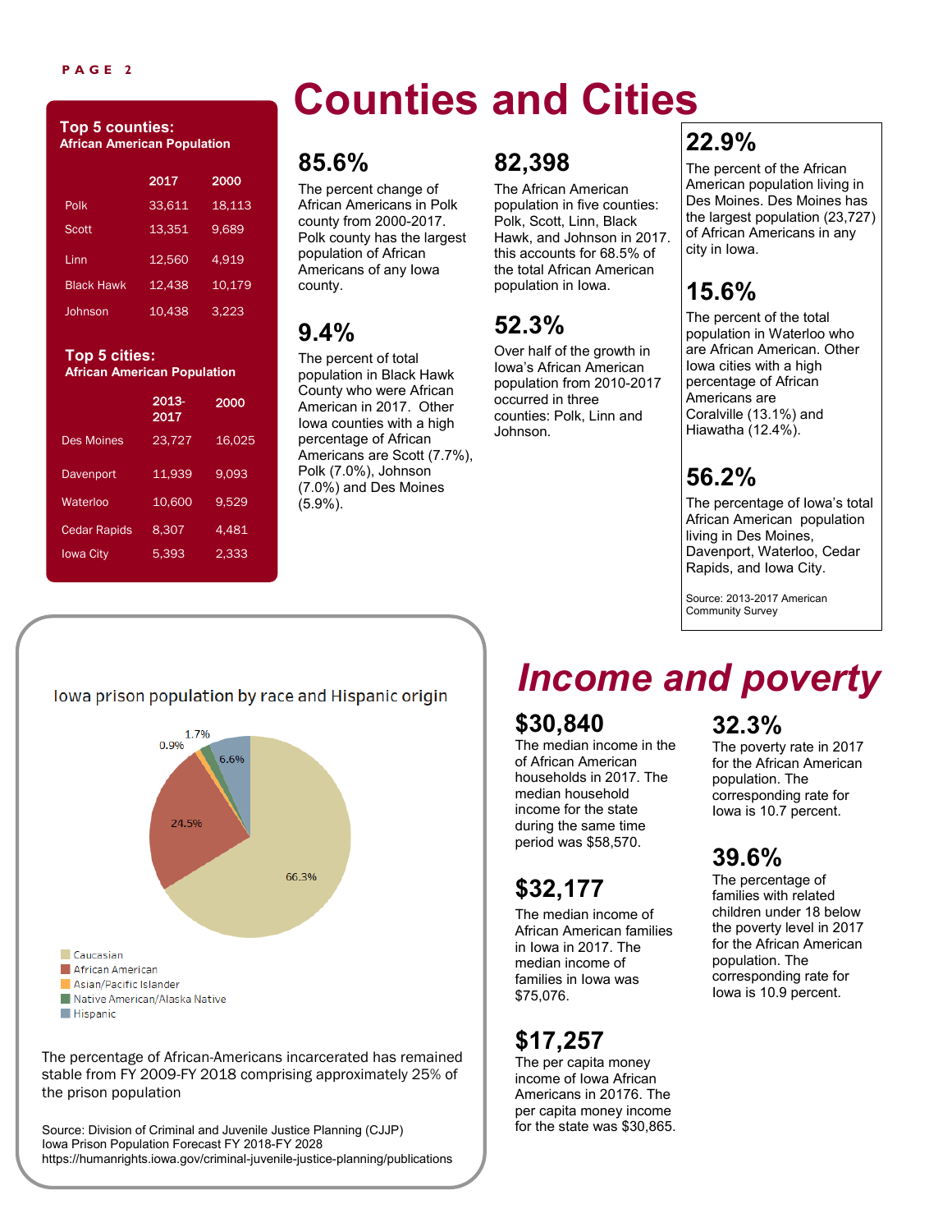# Counties and Cities

**Top 5 counties:**
**African American Population**

| | 2017 | 2000 |
|---|---|---|
| Polk | 33,611 | 18,113 |
| Scott | 13,351 | 9,689 |
| Linn | 12,560 | 4,919 |
| Black Hawk | 12,438 | 10,179 |
| Johnson | 10,438 | 3,223 |

**Top 5 cities:**
**African American Population**

| | 2013-2017 | 2000 |
|---|---|---|
| Des Moines | 23,727 | 16,025 |
| Davenport | 11,939 | 9,093 |
| Waterloo | 10,600 | 9,529 |
| Cedar Rapids | 8,307 | 4,481 |
| Iowa City | 5,393 | 2,333 |

### 85.6%

The percent change of African Americans in Polk county from 2000-2017. Polk county has the largest population of African Americans of any Iowa county.

### 9.4%

The percent of total population in Black Hawk County who were African American in 2017. Other Iowa counties with a high percentage of African Americans are Scott (7.7%), Polk (7.0%), Johnson (7.0%) and Des Moines (5.9%).

### 82,398

The African American population in five counties: Polk, Scott, Linn, Black Hawk, and Johnson in 2017. this accounts for 68.5% of the total African American population in Iowa.

### 52.3%

Over half of the growth in Iowa's African American population from 2010-2017 occurred in three counties: Polk, Linn and Johnson.

### 22.9%

The percent of the African American population living in Des Moines. Des Moines has the largest population (23,727) of African Americans in any city in Iowa.

### 15.6%

The percent of the total population in Waterloo who are African American. Other Iowa cities with a high percentage of African Americans are Coralville (13.1%) and Hiawatha (12.4%).

### 56.2%

The percentage of Iowa's total African American population living in Des Moines, Davenport, Waterloo, Cedar Rapids, and Iowa City.

Source: 2013-2017 American Community Survey

Iowa prison population by race and Hispanic origin

| Race/Origin | Percent |
|---|---|
| Caucasian | 66.3% |
| African American | 24.5% |
| Asian/Pacific Islander | 0.9% |
| Native American/Alaska Native | 1.7% |
| Hispanic | 6.6% |

The percentage of African-Americans incarcerated has remained stable from FY 2009-FY 2018 comprising approximately 25% of the prison population

Source: Division of Criminal and Juvenile Justice Planning (CJJP)
Iowa Prison Population Forecast FY 2018-FY 2028
https://humanrights.iowa.gov/criminal-juvenile-justice-planning/publications

# *Income and poverty*

### $30,840

The median income in the of African American households in 2017. The median household income for the state during the same time period was $58,570.

### $32,177

The median income of African American families in Iowa in 2017. The median income of families in Iowa was $75,076.

### $17,257

The per capita money income of Iowa African Americans in 20176. The per capita money income for the state was $30,865.

### 32.3%

The poverty rate in 2017 for the African American population. The corresponding rate for Iowa is 10.7 percent.

### 39.6%

The percentage of families with related children under 18 below the poverty level in 2017 for the African American population. The corresponding rate for Iowa is 10.9 percent.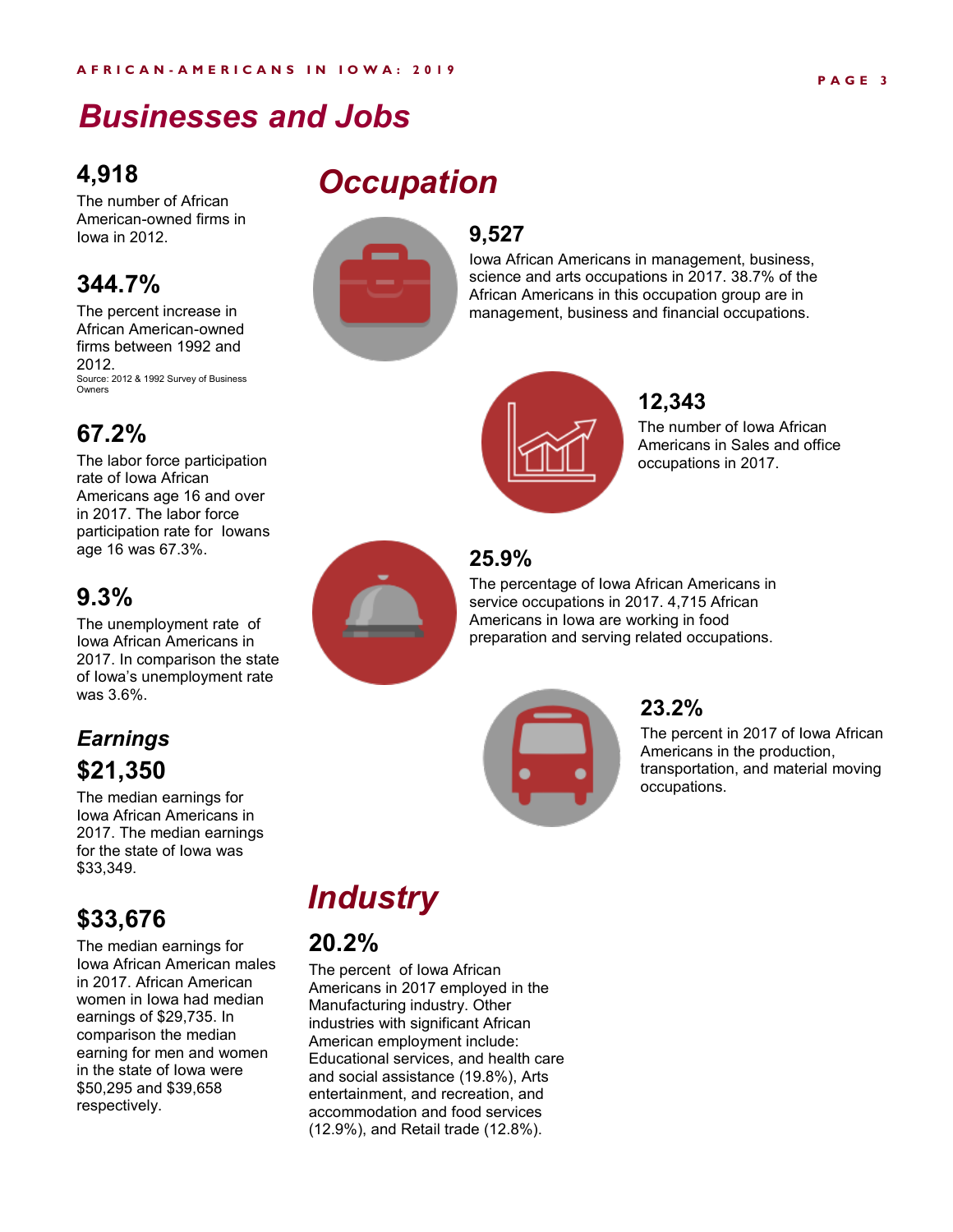# Businesses and Jobs

### 4,918

The number of African American-owned firms in Iowa in 2012.

### 344.7%

The percent increase in African American-owned firms between 1992 and 2012.

Source: 2012 & 1992 Survey of Business Owners

### 67.2%

The labor force participation rate of Iowa African Americans age 16 and over in 2017. The labor force participation rate for Iowans age 16 was 67.3%.

### 9.3%

The unemployment rate of Iowa African Americans in 2017. In comparison the state of Iowa's unemployment rate was 3.6%.

## *Earnings*

### $21,350

The median earnings for Iowa African Americans in 2017. The median earnings for the state of Iowa was $33,349.

### $33,676

The median earnings for Iowa African American males in 2017. African American women in Iowa had median earnings of $29,735. In comparison the median earning for men and women in the state of Iowa were $50,295 and $39,658 respectively.

## *Occupation*

### 9,527

Iowa African Americans in management, business, science and arts occupations in 2017. 38.7% of the African Americans in this occupation group are in management, business and financial occupations.

### 12,343

The number of Iowa African Americans in Sales and office occupations in 2017.

### 25.9%

The percentage of Iowa African Americans in service occupations in 2017. 4,715 African Americans in Iowa are working in food preparation and serving related occupations.

### 23.2%

The percent in 2017 of Iowa African Americans in the production, transportation, and material moving occupations.

## *Industry*

### 20.2%

The percent of Iowa African Americans in 2017 employed in the Manufacturing industry. Other industries with significant African American employment include: Educational services, and health care and social assistance (19.8%), Arts entertainment, and recreation, and accommodation and food services (12.9%), and Retail trade (12.8%).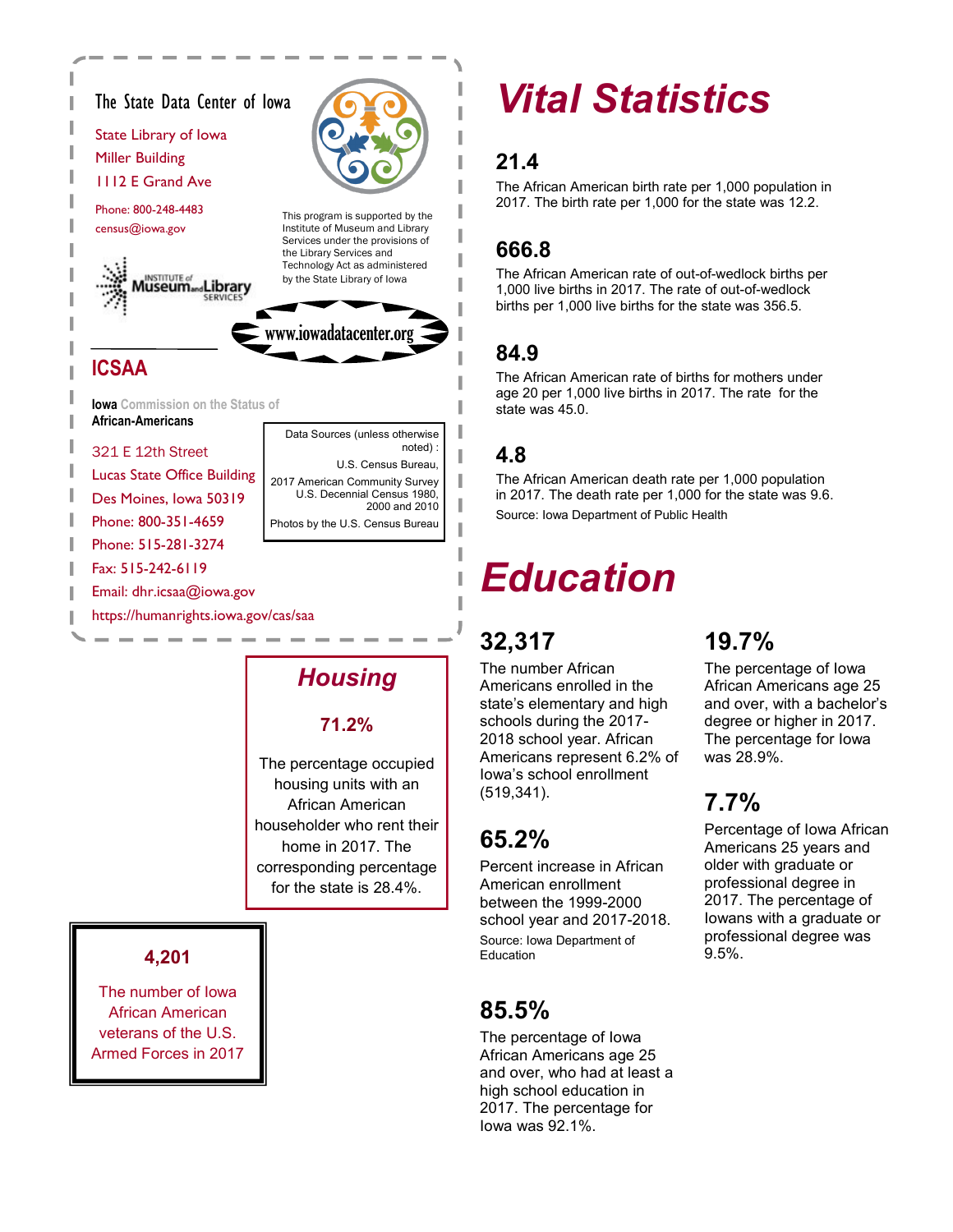The State Data Center of Iowa

State Library of Iowa
Miller Building
1112 E Grand Ave

Phone: 800-248-4483
census@iowa.gov

This program is supported by the Institute of Museum and Library Services under the provisions of the Library Services and Technology Act as administered by the State Library of Iowa

www.iowadatacenter.org

## ICSAA

**Iowa** Commission on the Status of **African-Americans**

321 E 12th Street
Lucas State Office Building
Des Moines, Iowa 50319
Phone: 800-351-4659
Phone: 515-281-3274
Fax: 515-242-6119
Email: dhr.icsaa@iowa.gov
https://humanrights.iowa.gov/cas/saa

Data Sources (unless otherwise noted) :
U.S. Census Bureau,
2017 American Community Survey
U.S. Decennial Census 1980, 2000 and 2010
Photos by the U.S. Census Bureau

## *Housing*

**71.2%**

The percentage occupied housing units with an African American householder who rent their home in 2017. The corresponding percentage for the state is 28.4%.

**4,201**

The number of Iowa African American veterans of the U.S. Armed Forces in 2017

# *Vital Statistics*

### 21.4

The African American birth rate per 1,000 population in 2017. The birth rate per 1,000 for the state was 12.2.

### 666.8

The African American rate of out-of-wedlock births per 1,000 live births in 2017. The rate of out-of-wedlock births per 1,000 live births for the state was 356.5.

### 84.9

The African American rate of births for mothers under age 20 per 1,000 live births in 2017. The rate for the state was 45.0.

### 4.8

The African American death rate per 1,000 population in 2017. The death rate per 1,000 for the state was 9.6.

Source: Iowa Department of Public Health

# *Education*

### 32,317

The number African Americans enrolled in the state's elementary and high schools during the 2017-2018 school year. African Americans represent 6.2% of Iowa's school enrollment (519,341).

### 65.2%

Percent increase in African American enrollment between the 1999-2000 school year and 2017-2018.

Source: Iowa Department of Education

### 85.5%

The percentage of Iowa African Americans age 25 and over, who had at least a high school education in 2017. The percentage for Iowa was 92.1%.

### 19.7%

The percentage of Iowa African Americans age 25 and over, with a bachelor's degree or higher in 2017. The percentage for Iowa was 28.9%.

### 7.7%

Percentage of Iowa African Americans 25 years and older with graduate or professional degree in 2017. The percentage of Iowans with a graduate or professional degree was 9.5%.